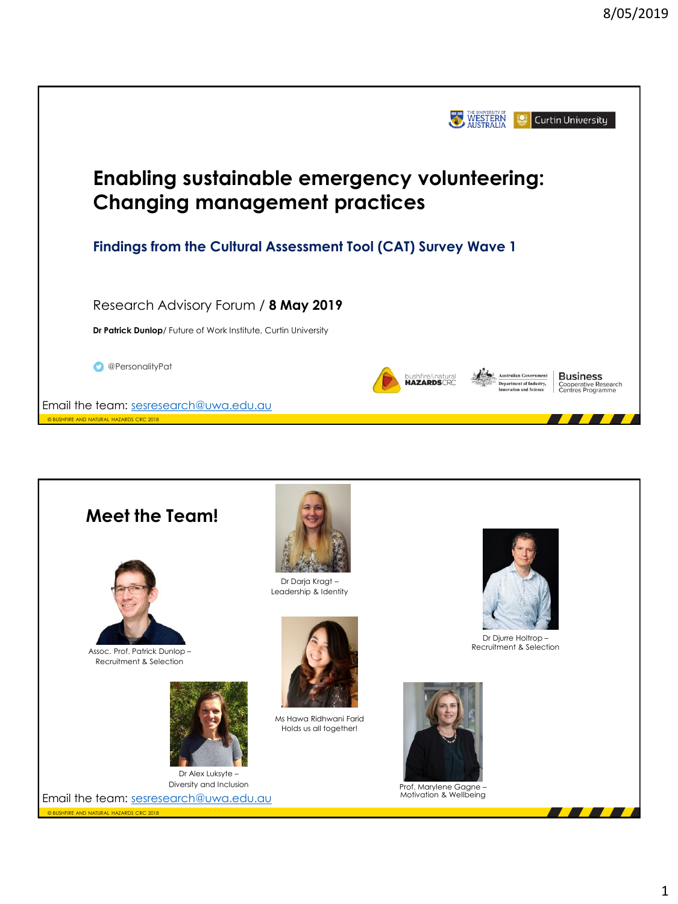# Enabling sustainable emergency volunteering: Changing management practices

## Findings from the Cultural Assessment Tool (CAT) Survey Wave 1

Research Advisory Forum / **8 May 2019**

**Dr Patrick Dunlop**/ Future of Work Institute, Curtin University

@PersonalityPat

Email the team: sesresearch@uwa.edu.au

© BUSHFIRE AND NATURAL HAZARDS CRC 2018

---

# Meet the Team!

Assoc. Prof. Patrick Dunlop – Recruitment & Selection

Dr Darja Kragt – Leadership & Identity

Dr Djurre Holtrop – Recruitment & Selection

Dr Alex Luksyte – Diversity and Inclusion

Ms Hawa Ridhwani Farid Holds us all together!

Prof. Marylene Gagne – Motivation & Wellbeing

Email the team: sesresearch@uwa.edu.au

© BUSHFIRE AND NATURAL HAZARDS CRC 2018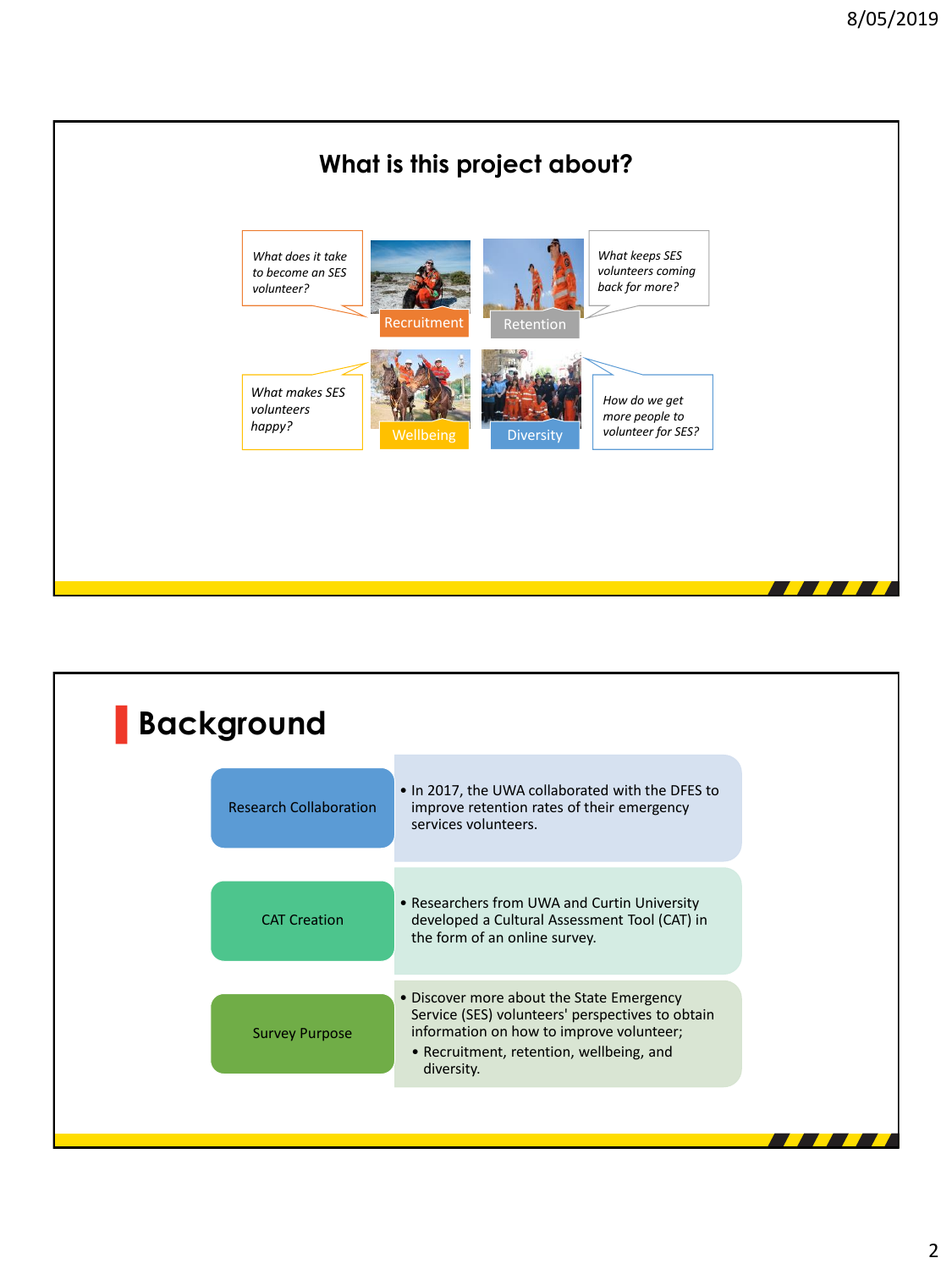## What is this project about?

*What does it take to become an SES volunteer?*

Recruitment

Retention

*What keeps SES volunteers coming back for more?*

*What makes SES volunteers happy?*

Wellbeing

Diversity

*How do we get more people to volunteer for SES?*

## Background

**Research Collaboration**

- In 2017, the UWA collaborated with the DFES to improve retention rates of their emergency services volunteers.

**CAT Creation**

- Researchers from UWA and Curtin University developed a Cultural Assessment Tool (CAT) in the form of an online survey.

**Survey Purpose**

- Discover more about the State Emergency Service (SES) volunteers' perspectives to obtain information on how to improve volunteer;
  - Recruitment, retention, wellbeing, and diversity.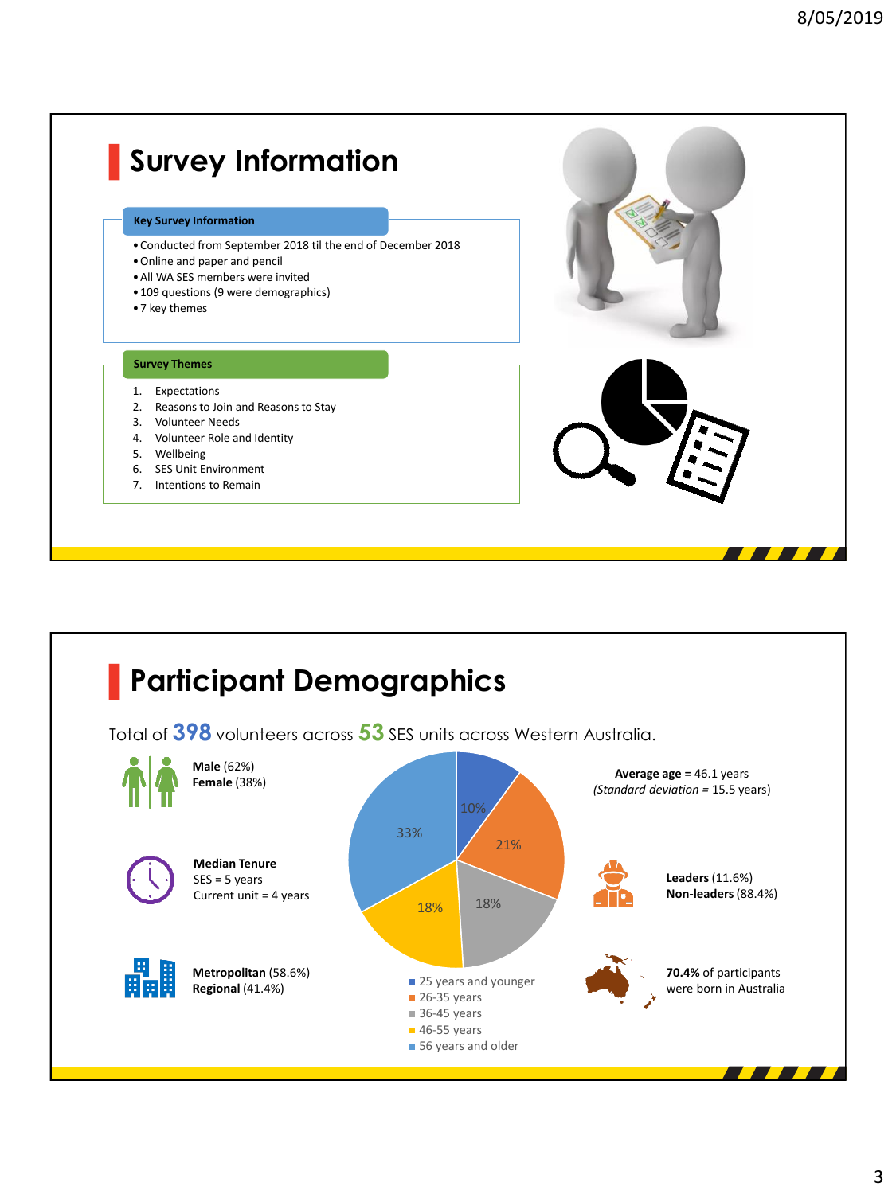# Survey Information

### Key Survey Information

- Conducted from September 2018 til the end of December 2018
- Online and paper and pencil
- All WA SES members were invited
- 109 questions (9 were demographics)
- 7 key themes

### Survey Themes

1. Expectations
2. Reasons to Join and Reasons to Stay
3. Volunteer Needs
4. Volunteer Role and Identity
5. Wellbeing
6. SES Unit Environment
7. Intentions to Remain

# Participant Demographics

Total of **398** volunteers across **53** SES units across Western Australia.

**Male** (62%)
**Female** (38%)

**Median Tenure**
SES = 5 years
Current unit = 4 years

**Metropolitan** (58.6%)
**Regional** (41.4%)

| Age group | % |
|---|---|
| 25 years and younger | 10% |
| 26-35 years | 21% |
| 36-45 years | 18% |
| 46-55 years | 18% |
| 56 years and older | 33% |

**Average age =** 46.1 years
*(Standard deviation = 15.5 years)*

**Leaders** (11.6%)
**Non-leaders** (88.4%)

**70.4%** of participants were born in Australia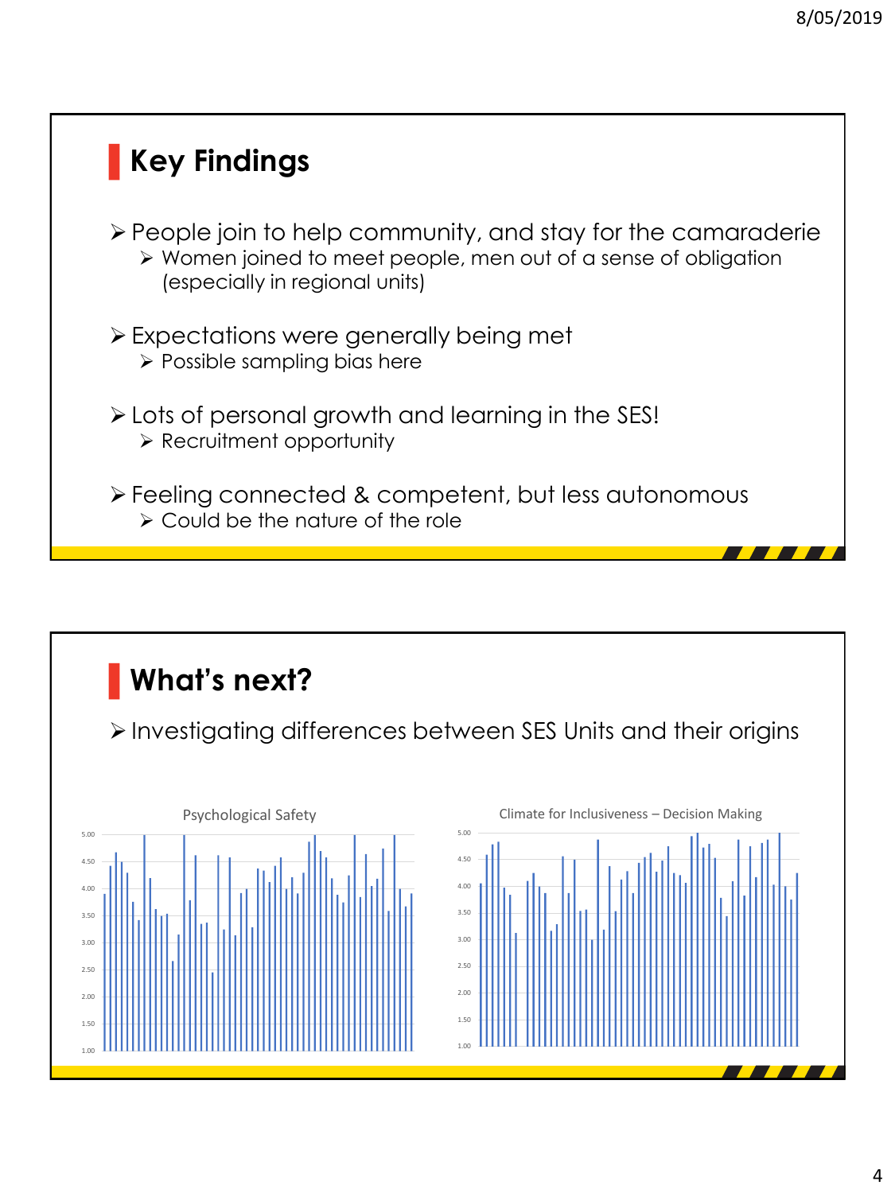## Key Findings

- People join to help community, and stay for the camaraderie
  - Women joined to meet people, men out of a sense of obligation (especially in regional units)
- Expectations were generally being met
  - Possible sampling bias here
- Lots of personal growth and learning in the SES!
  - Recruitment opportunity
- Feeling connected & competent, but less autonomous
  - Could be the nature of the role

## What's next?

- Investigating differences between SES Units and their origins

Psychological Safety

Climate for Inclusiveness – Decision Making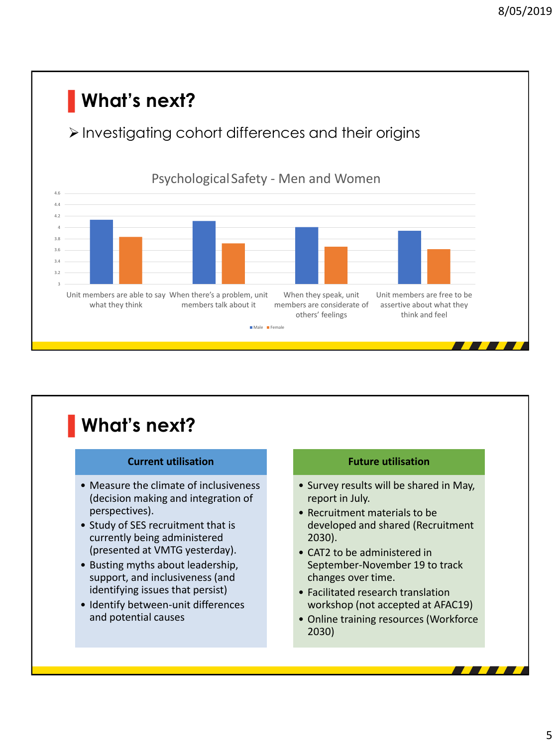## What's next?

- Investigating cohort differences and their origins

Psychological Safety - Men and Women

| | Male | Female |
|---|---|---|
| Unit members are able to say what they think | 4.13 | 3.83 |
| When there's a problem, unit members talk about it | 4.11 | 3.72 |
| When they speak, unit members are considerate of others' feelings | 4.0 | 3.66 |
| Unit members are free to be assertive about what they think and feel | 3.94 | 3.61 |

## What's next?

**Current utilisation**

- Measure the climate of inclusiveness (decision making and integration of perspectives).
- Study of SES recruitment that is currently being administered (presented at VMTG yesterday).
- Busting myths about leadership, support, and inclusiveness (and identifying issues that persist)
- Identify between-unit differences and potential causes

**Future utilisation**

- Survey results will be shared in May, report in July.
- Recruitment materials to be developed and shared (Recruitment 2030).
- CAT2 to be administered in September-November 19 to track changes over time.
- Facilitated research translation workshop (not accepted at AFAC19)
- Online training resources (Workforce 2030)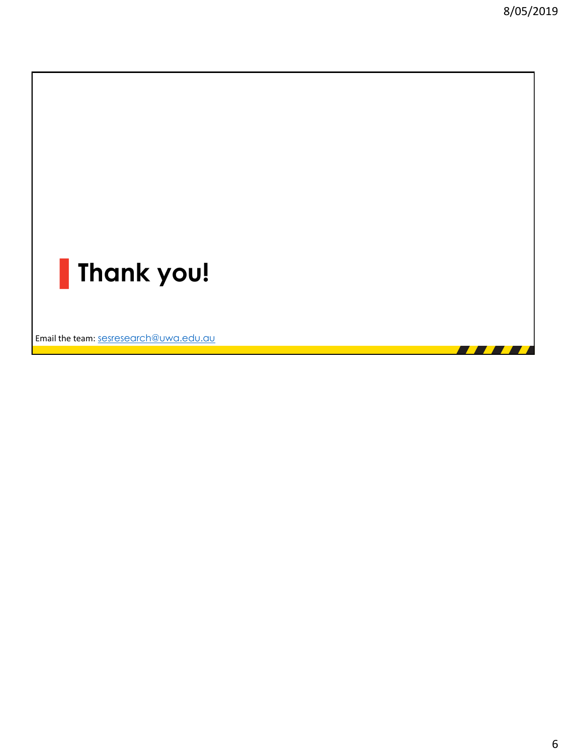# Thank you!

Email the team: sesresearch@uwa.edu.au